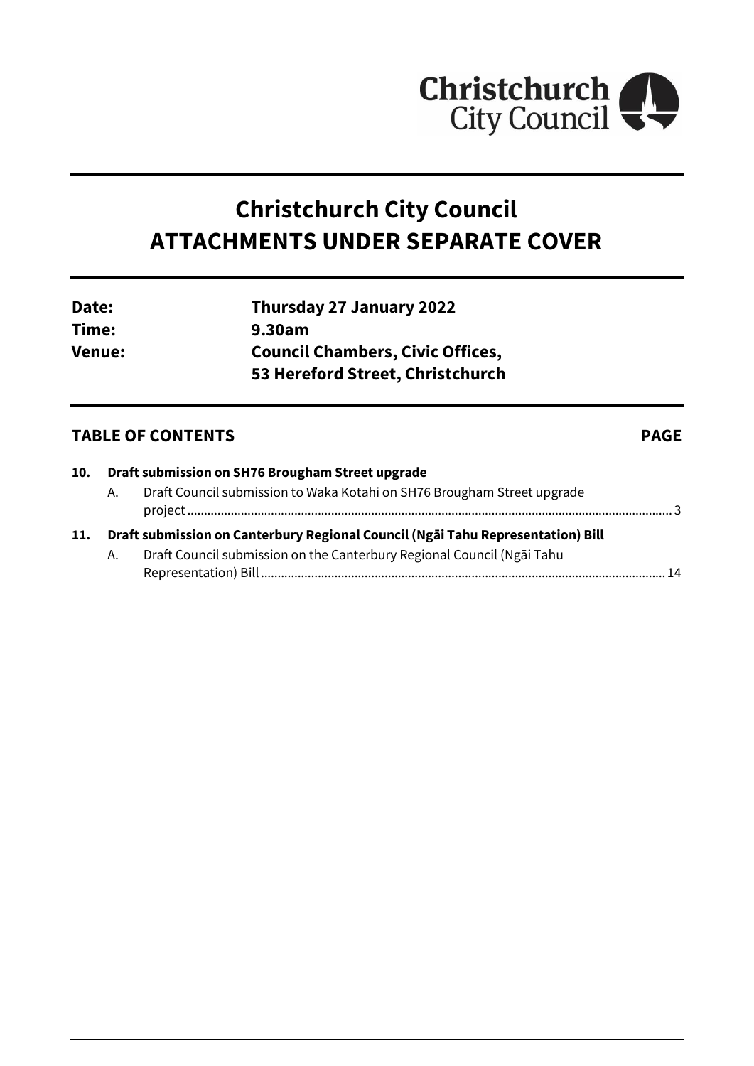Christchurch City Council

# Christchurch City Council
# ATTACHMENTS UNDER SEPARATE COVER

**Date:** Thursday 27 January 2022
**Time:** 9.30am
**Venue:** Council Chambers, Civic Offices, 53 Hereford Street, Christchurch

## TABLE OF CONTENTS

| | | | PAGE |
|---|---|---|---|
| **10.** | **Draft submission on SH76 Brougham Street upgrade** | | |
| | A. | Draft Council submission to Waka Kotahi on SH76 Brougham Street upgrade project | 3 |
| **11.** | **Draft submission on Canterbury Regional Council (Ngāi Tahu Representation) Bill** | | |
| | A. | Draft Council submission on the Canterbury Regional Council (Ngāi Tahu Representation) Bill | 14 |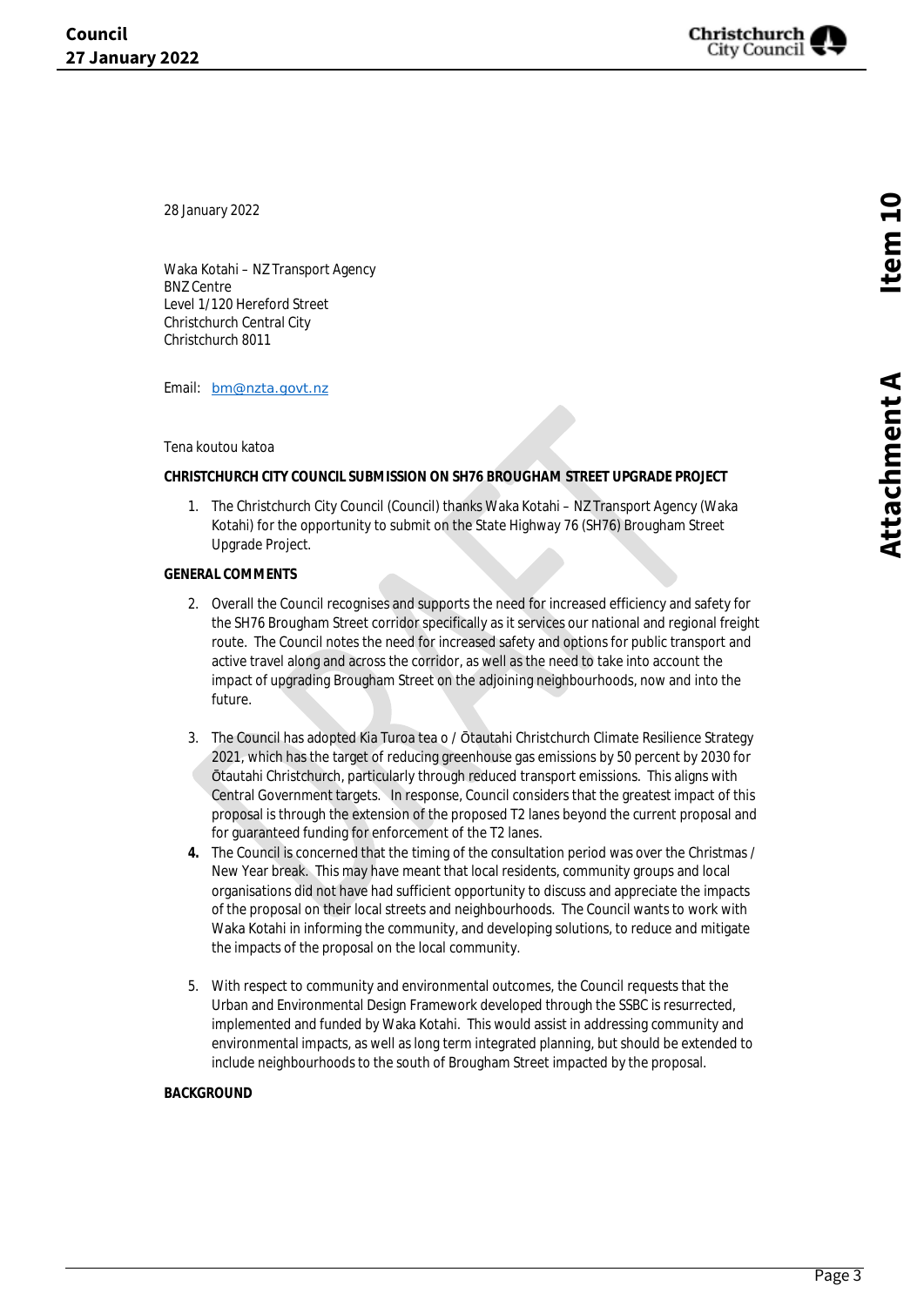28 January 2022

Waka Kotahi – NZ Transport Agency
BNZ Centre
Level 1/120 Hereford Street
Christchurch Central City
Christchurch 8011

Email: bm@nzta.govt.nz

Tena koutou katoa

**CHRISTCHURCH CITY COUNCIL SUBMISSION ON SH76 BROUGHAM STREET UPGRADE PROJECT**

1. The Christchurch City Council (Council) thanks Waka Kotahi – NZ Transport Agency (Waka Kotahi) for the opportunity to submit on the State Highway 76 (SH76) Brougham Street Upgrade Project.

**GENERAL COMMENTS**

2. Overall the Council recognises and supports the need for increased efficiency and safety for the SH76 Brougham Street corridor specifically as it services our national and regional freight route. The Council notes the need for increased safety and options for public transport and active travel along and across the corridor, as well as the need to take into account the impact of upgrading Brougham Street on the adjoining neighbourhoods, now and into the future.

3. The Council has adopted Kia Turoa tea o / Ōtautahi Christchurch Climate Resilience Strategy 2021, which has the target of reducing greenhouse gas emissions by 50 percent by 2030 for Ōtautahi Christchurch, particularly through reduced transport emissions. This aligns with Central Government targets. In response, Council considers that the greatest impact of this proposal is through the extension of the proposed T2 lanes beyond the current proposal and for guaranteed funding for enforcement of the T2 lanes.

4. The Council is concerned that the timing of the consultation period was over the Christmas / New Year break. This may have meant that local residents, community groups and local organisations did not have had sufficient opportunity to discuss and appreciate the impacts of the proposal on their local streets and neighbourhoods. The Council wants to work with Waka Kotahi in informing the community, and developing solutions, to reduce and mitigate the impacts of the proposal on the local community.

5. With respect to community and environmental outcomes, the Council requests that the Urban and Environmental Design Framework developed through the SSBC is resurrected, implemented and funded by Waka Kotahi. This would assist in addressing community and environmental impacts, as well as long term integrated planning, but should be extended to include neighbourhoods to the south of Brougham Street impacted by the proposal.

**BACKGROUND**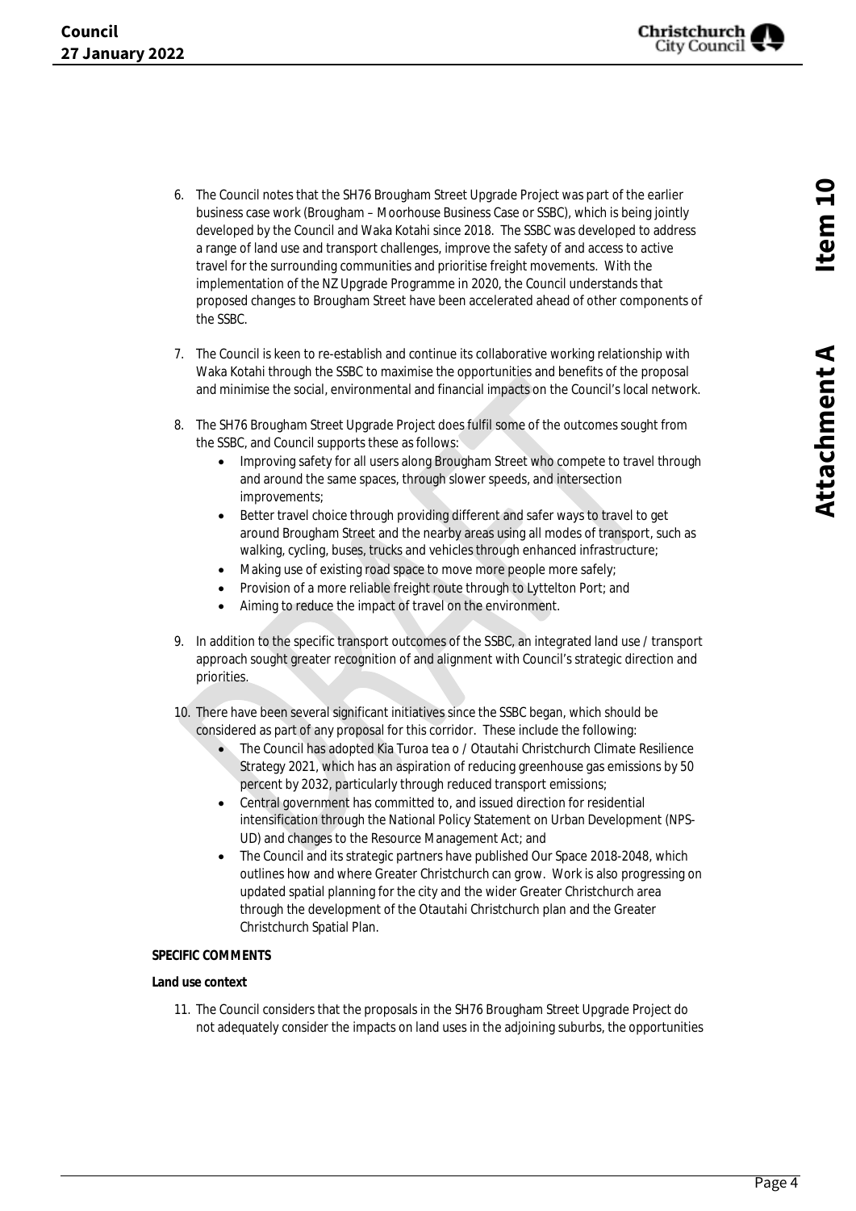6. The Council notes that the SH76 Brougham Street Upgrade Project was part of the earlier business case work (Brougham – Moorhouse Business Case or SSBC), which is being jointly developed by the Council and Waka Kotahi since 2018. The SSBC was developed to address a range of land use and transport challenges, improve the safety of and access to active travel for the surrounding communities and prioritise freight movements. With the implementation of the NZ Upgrade Programme in 2020, the Council understands that proposed changes to Brougham Street have been accelerated ahead of other components of the SSBC.

7. The Council is keen to re-establish and continue its collaborative working relationship with Waka Kotahi through the SSBC to maximise the opportunities and benefits of the proposal and minimise the social, environmental and financial impacts on the Council's local network.

8. The SH76 Brougham Street Upgrade Project does fulfil some of the outcomes sought from the SSBC, and Council supports these as follows:
   - Improving safety for all users along Brougham Street who compete to travel through and around the same spaces, through slower speeds, and intersection improvements;
   - Better travel choice through providing different and safer ways to travel to get around Brougham Street and the nearby areas using all modes of transport, such as walking, cycling, buses, trucks and vehicles through enhanced infrastructure;
   - Making use of existing road space to move more people more safely;
   - Provision of a more reliable freight route through to Lyttelton Port; and
   - Aiming to reduce the impact of travel on the environment.

9. In addition to the specific transport outcomes of the SSBC, an integrated land use / transport approach sought greater recognition of and alignment with Council's strategic direction and priorities.

10. There have been several significant initiatives since the SSBC began, which should be considered as part of any proposal for this corridor. These include the following:
    - The Council has adopted Kia Turoa tea o / Otautahi Christchurch Climate Resilience Strategy 2021, which has an aspiration of reducing greenhouse gas emissions by 50 percent by 2032, particularly through reduced transport emissions;
    - Central government has committed to, and issued direction for residential intensification through the National Policy Statement on Urban Development (NPS-UD) and changes to the Resource Management Act; and
    - The Council and its strategic partners have published Our Space 2018-2048, which outlines how and where Greater Christchurch can grow. Work is also progressing on updated spatial planning for the city and the wider Greater Christchurch area through the development of the Otautahi Christchurch plan and the Greater Christchurch Spatial Plan.

**SPECIFIC COMMENTS**

**Land use context**

11. The Council considers that the proposals in the SH76 Brougham Street Upgrade Project do not adequately consider the impacts on land uses in the adjoining suburbs, the opportunities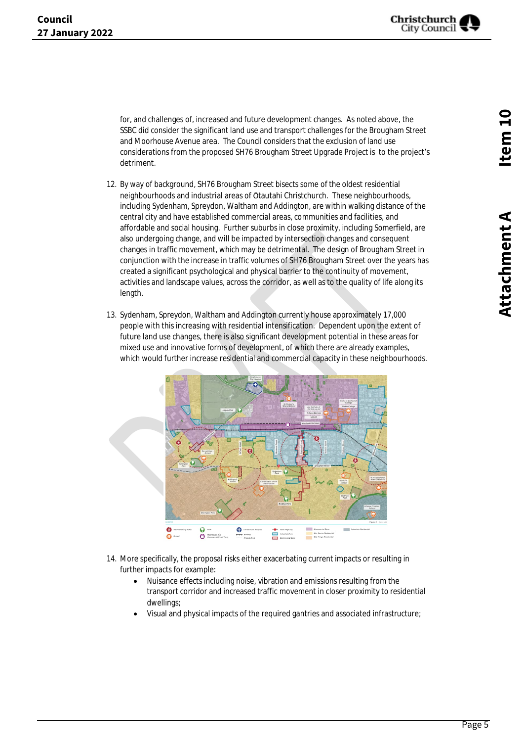for, and challenges of, increased and future development changes. As noted above, the SSBC did consider the significant land use and transport challenges for the Brougham Street and Moorhouse Avenue area. The Council considers that the exclusion of land use considerations from the proposed SH76 Brougham Street Upgrade Project is to the project's detriment.

12. By way of background, SH76 Brougham Street bisects some of the oldest residential neighbourhoods and industrial areas of Ōtautahi Christchurch. These neighbourhoods, including Sydenham, Spreydon, Waltham and Addington, are within walking distance of the central city and have established commercial areas, communities and facilities, and affordable and social housing. Further suburbs in close proximity, including Somerfield, are also undergoing change, and will be impacted by intersection changes and consequent changes in traffic movement, which may be detrimental. The design of Brougham Street in conjunction with the increase in traffic volumes of SH76 Brougham Street over the years has created a significant psychological and physical barrier to the continuity of movement, activities and landscape values, across the corridor, as well as to the quality of life along its length.

13. Sydenham, Spreydon, Waltham and Addington currently house approximately 17,000 people with this increasing with residential intensification. Dependent upon the extent of future land use changes, there is also significant development potential in these areas for mixed use and innovative forms of development, of which there are already examples, which would further increase residential and commercial capacity in these neighbourhoods.

14. More specifically, the proposal risks either exacerbating current impacts or resulting in further impacts for example:
    - Nuisance effects including noise, vibration and emissions resulting from the transport corridor and increased traffic movement in closer proximity to residential dwellings;
    - Visual and physical impacts of the required gantries and associated infrastructure;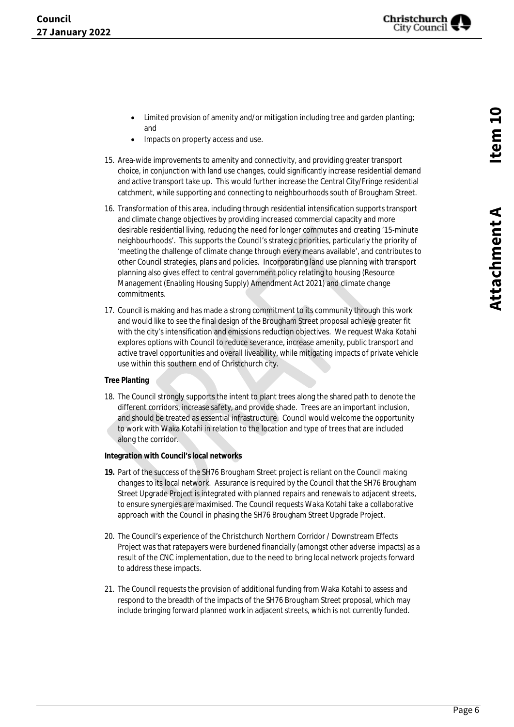- Limited provision of amenity and/or mitigation including tree and garden planting; and
- Impacts on property access and use.

15. Area-wide improvements to amenity and connectivity, and providing greater transport choice, in conjunction with land use changes, could significantly increase residential demand and active transport take up. This would further increase the Central City/Fringe residential catchment, while supporting and connecting to neighbourhoods south of Brougham Street.

16. Transformation of this area, including through residential intensification supports transport and climate change objectives by providing increased commercial capacity and more desirable residential living, reducing the need for longer commutes and creating '15-minute neighbourhoods'. This supports the Council's strategic priorities, particularly the priority of 'meeting the challenge of climate change through every means available', and contributes to other Council strategies, plans and policies. Incorporating land use planning with transport planning also gives effect to central government policy relating to housing (Resource Management (Enabling Housing Supply) Amendment Act 2021) and climate change commitments.

17. Council is making and has made a strong commitment to its community through this work and would like to see the final design of the Brougham Street proposal achieve greater fit with the city's intensification and emissions reduction objectives. We request Waka Kotahi explores options with Council to reduce severance, increase amenity, public transport and active travel opportunities and overall liveability, while mitigating impacts of private vehicle use within this southern end of Christchurch city.

**Tree Planting**

18. The Council strongly supports the intent to plant trees along the shared path to denote the different corridors, increase safety, and provide shade. Trees are an important inclusion, and should be treated as essential infrastructure. Council would welcome the opportunity to work with Waka Kotahi in relation to the location and type of trees that are included along the corridor.

**Integration with Council's local networks**

19. Part of the success of the SH76 Brougham Street project is reliant on the Council making changes to its local network. Assurance is required by the Council that the SH76 Brougham Street Upgrade Project is integrated with planned repairs and renewals to adjacent streets, to ensure synergies are maximised. The Council requests Waka Kotahi take a collaborative approach with the Council in phasing the SH76 Brougham Street Upgrade Project.

20. The Council's experience of the Christchurch Northern Corridor / Downstream Effects Project was that ratepayers were burdened financially (amongst other adverse impacts) as a result of the CNC implementation, due to the need to bring local network projects forward to address these impacts.

21. The Council requests the provision of additional funding from Waka Kotahi to assess and respond to the breadth of the impacts of the SH76 Brougham Street proposal, which may include bringing forward planned work in adjacent streets, which is not currently funded.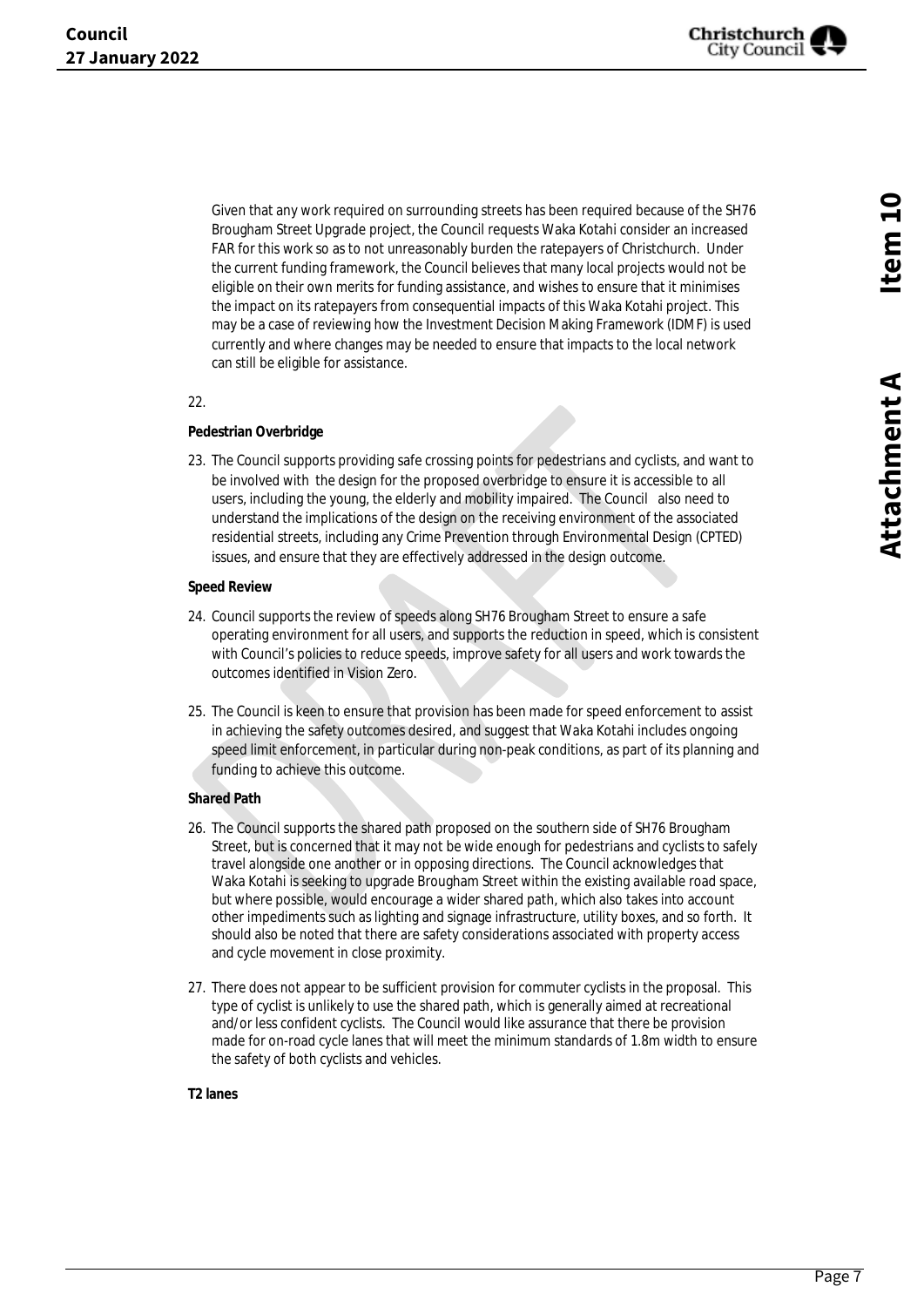Given that any work required on surrounding streets has been required because of the SH76 Brougham Street Upgrade project, the Council requests Waka Kotahi consider an increased FAR for this work so as to not unreasonably burden the ratepayers of Christchurch. Under the current funding framework, the Council believes that many local projects would not be eligible on their own merits for funding assistance, and wishes to ensure that it minimises the impact on its ratepayers from consequential impacts of this Waka Kotahi project. This may be a case of reviewing how the Investment Decision Making Framework (IDMF) is used currently and where changes may be needed to ensure that impacts to the local network can still be eligible for assistance.

22.

**Pedestrian Overbridge**

23. The Council supports providing safe crossing points for pedestrians and cyclists, and want to be involved with the design for the proposed overbridge to ensure it is accessible to all users, including the young, the elderly and mobility impaired. The Council also need to understand the implications of the design on the receiving environment of the associated residential streets, including any Crime Prevention through Environmental Design (CPTED) issues, and ensure that they are effectively addressed in the design outcome.

**Speed Review**

24. Council supports the review of speeds along SH76 Brougham Street to ensure a safe operating environment for all users, and supports the reduction in speed, which is consistent with Council's policies to reduce speeds, improve safety for all users and work towards the outcomes identified in Vision Zero.

25. The Council is keen to ensure that provision has been made for speed enforcement to assist in achieving the safety outcomes desired, and suggest that Waka Kotahi includes ongoing speed limit enforcement, in particular during non-peak conditions, as part of its planning and funding to achieve this outcome.

**Shared Path**

26. The Council supports the shared path proposed on the southern side of SH76 Brougham Street, but is concerned that it may not be wide enough for pedestrians and cyclists to safely travel alongside one another or in opposing directions. The Council acknowledges that Waka Kotahi is seeking to upgrade Brougham Street within the existing available road space, but where possible, would encourage a wider shared path, which also takes into account other impediments such as lighting and signage infrastructure, utility boxes, and so forth. It should also be noted that there are safety considerations associated with property access and cycle movement in close proximity.

27. There does not appear to be sufficient provision for commuter cyclists in the proposal. This type of cyclist is unlikely to use the shared path, which is generally aimed at recreational and/or less confident cyclists. The Council would like assurance that there be provision made for on-road cycle lanes that will meet the minimum standards of 1.8m width to ensure the safety of both cyclists and vehicles.

**T2 lanes**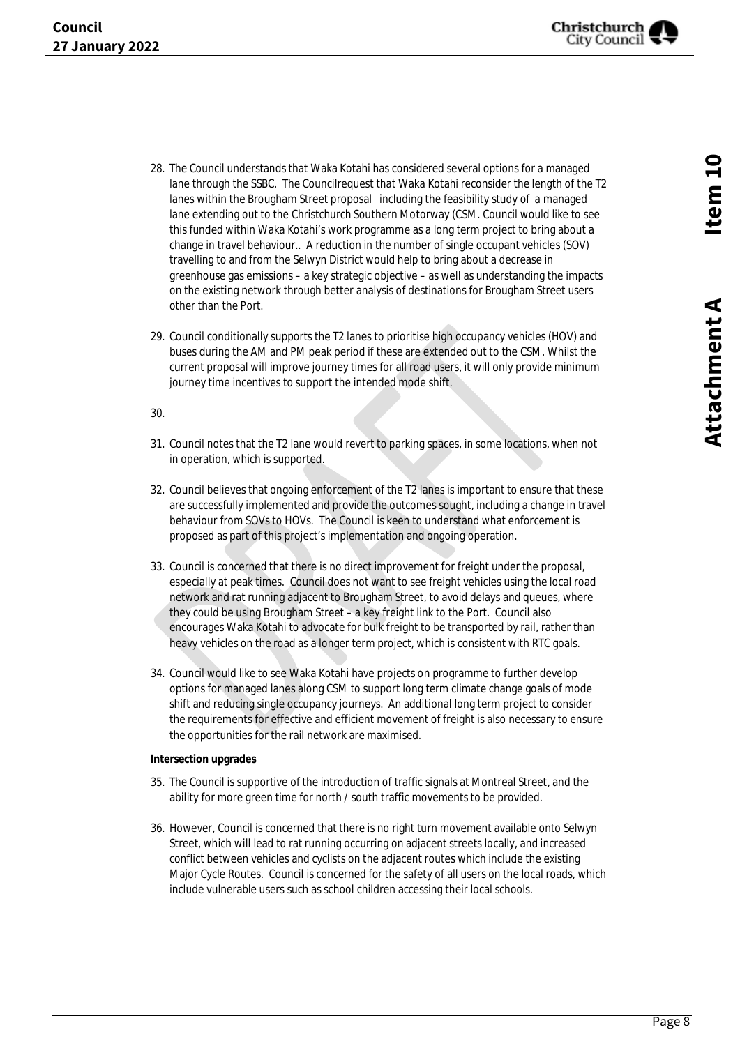28. The Council understands that Waka Kotahi has considered several options for a managed lane through the SSBC. The Councilrequest that Waka Kotahi reconsider the length of the T2 lanes within the Brougham Street proposal including the feasibility study of a managed lane extending out to the Christchurch Southern Motorway (CSM. Council would like to see this funded within Waka Kotahi's work programme as a long term project to bring about a change in travel behaviour.. A reduction in the number of single occupant vehicles (SOV) travelling to and from the Selwyn District would help to bring about a decrease in greenhouse gas emissions – a key strategic objective – as well as understanding the impacts on the existing network through better analysis of destinations for Brougham Street users other than the Port.

29. Council conditionally supports the T2 lanes to prioritise high occupancy vehicles (HOV) and buses during the AM and PM peak period if these are extended out to the CSM. Whilst the current proposal will improve journey times for all road users, it will only provide minimum journey time incentives to support the intended mode shift.

30. 

31. Council notes that the T2 lane would revert to parking spaces, in some locations, when not in operation, which is supported.

32. Council believes that ongoing enforcement of the T2 lanes is important to ensure that these are successfully implemented and provide the outcomes sought, including a change in travel behaviour from SOVs to HOVs. The Council is keen to understand what enforcement is proposed as part of this project's implementation and ongoing operation.

33. Council is concerned that there is no direct improvement for freight under the proposal, especially at peak times. Council does not want to see freight vehicles using the local road network and rat running adjacent to Brougham Street, to avoid delays and queues, where they could be using Brougham Street – a key freight link to the Port. Council also encourages Waka Kotahi to advocate for bulk freight to be transported by rail, rather than heavy vehicles on the road as a longer term project, which is consistent with RTC goals.

34. Council would like to see Waka Kotahi have projects on programme to further develop options for managed lanes along CSM to support long term climate change goals of mode shift and reducing single occupancy journeys. An additional long term project to consider the requirements for effective and efficient movement of freight is also necessary to ensure the opportunities for the rail network are maximised.

**Intersection upgrades**

35. The Council is supportive of the introduction of traffic signals at Montreal Street, and the ability for more green time for north / south traffic movements to be provided.

36. However, Council is concerned that there is no right turn movement available onto Selwyn Street, which will lead to rat running occurring on adjacent streets locally, and increased conflict between vehicles and cyclists on the adjacent routes which include the existing Major Cycle Routes. Council is concerned for the safety of all users on the local roads, which include vulnerable users such as school children accessing their local schools.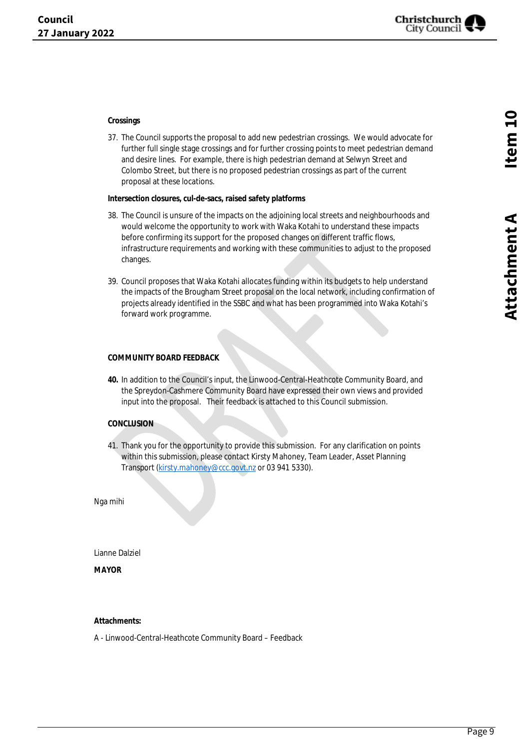**Crossings**

37. The Council supports the proposal to add new pedestrian crossings. We would advocate for further full single stage crossings and for further crossing points to meet pedestrian demand and desire lines. For example, there is high pedestrian demand at Selwyn Street and Colombo Street, but there is no proposed pedestrian crossings as part of the current proposal at these locations.

**Intersection closures, cul-de-sacs, raised safety platforms**

38. The Council is unsure of the impacts on the adjoining local streets and neighbourhoods and would welcome the opportunity to work with Waka Kotahi to understand these impacts before confirming its support for the proposed changes on different traffic flows, infrastructure requirements and working with these communities to adjust to the proposed changes.

39. Council proposes that Waka Kotahi allocates funding within its budgets to help understand the impacts of the Brougham Street proposal on the local network, including confirmation of projects already identified in the SSBC and what has been programmed into Waka Kotahi's forward work programme.

**COMMUNITY BOARD FEEDBACK**

**40.** In addition to the Council's input, the Linwood-Central-Heathcote Community Board, and the Spreydon-Cashmere Community Board have expressed their own views and provided input into the proposal. Their feedback is attached to this Council submission.

**CONCLUSION**

41. Thank you for the opportunity to provide this submission. For any clarification on points within this submission, please contact Kirsty Mahoney, Team Leader, Asset Planning Transport (kirsty.mahoney@ccc.govt.nz or 03 941 5330).

Nga mihi

Lianne Dalziel

**MAYOR**

**Attachments:**

A - Linwood-Central-Heathcote Community Board – Feedback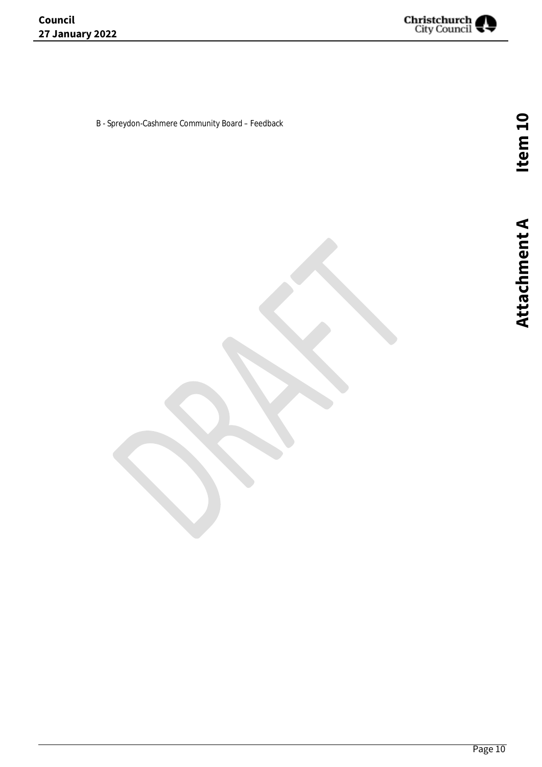B - Spreydon-Cashmere Community Board – Feedback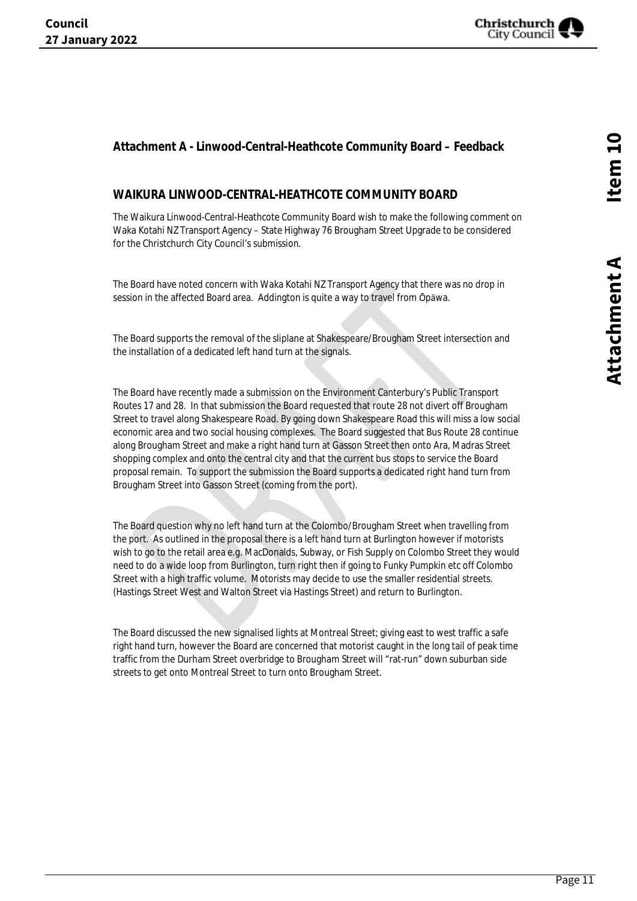## Attachment A - Linwood-Central-Heathcote Community Board – Feedback

### WAIKURA LINWOOD-CENTRAL-HEATHCOTE COMMUNITY BOARD

The Waikura Linwood-Central-Heathcote Community Board wish to make the following comment on Waka Kotahi NZ Transport Agency – State Highway 76 Brougham Street Upgrade to be considered for the Christchurch City Council's submission.

The Board have noted concern with Waka Kotahi NZ Transport Agency that there was no drop in session in the affected Board area. Addington is quite a way to travel from Ōpāwa.

The Board supports the removal of the sliplane at Shakespeare/Brougham Street intersection and the installation of a dedicated left hand turn at the signals.

The Board have recently made a submission on the Environment Canterbury's Public Transport Routes 17 and 28. In that submission the Board requested that route 28 not divert off Brougham Street to travel along Shakespeare Road. By going down Shakespeare Road this will miss a low social economic area and two social housing complexes. The Board suggested that Bus Route 28 continue along Brougham Street and make a right hand turn at Gasson Street then onto Ara, Madras Street shopping complex and onto the central city and that the current bus stops to service the Board proposal remain. To support the submission the Board supports a dedicated right hand turn from Brougham Street into Gasson Street (coming from the port).

The Board question why no left hand turn at the Colombo/Brougham Street when travelling from the port. As outlined in the proposal there is a left hand turn at Burlington however if motorists wish to go to the retail area e.g. MacDonalds, Subway, or Fish Supply on Colombo Street they would need to do a wide loop from Burlington, turn right then if going to Funky Pumpkin etc off Colombo Street with a high traffic volume. Motorists may decide to use the smaller residential streets. (Hastings Street West and Walton Street via Hastings Street) and return to Burlington.

The Board discussed the new signalised lights at Montreal Street; giving east to west traffic a safe right hand turn, however the Board are concerned that motorist caught in the long tail of peak time traffic from the Durham Street overbridge to Brougham Street will "rat-run" down suburban side streets to get onto Montreal Street to turn onto Brougham Street.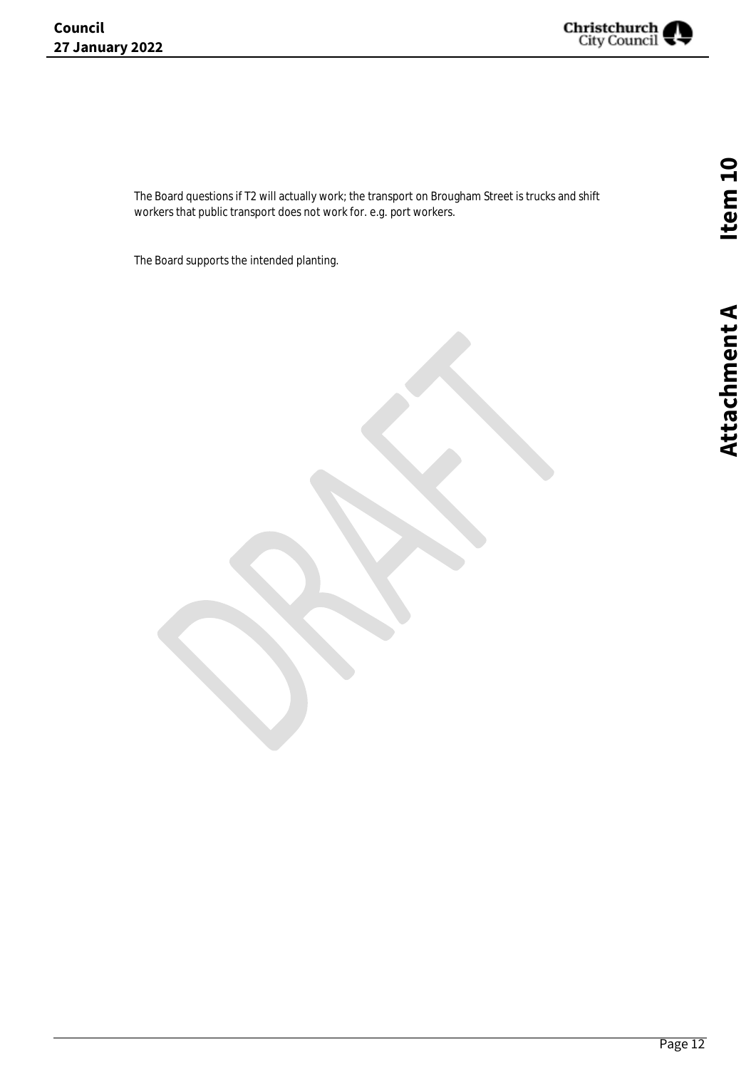The Board questions if T2 will actually work; the transport on Brougham Street is trucks and shift workers that public transport does not work for. e.g. port workers.

The Board supports the intended planting.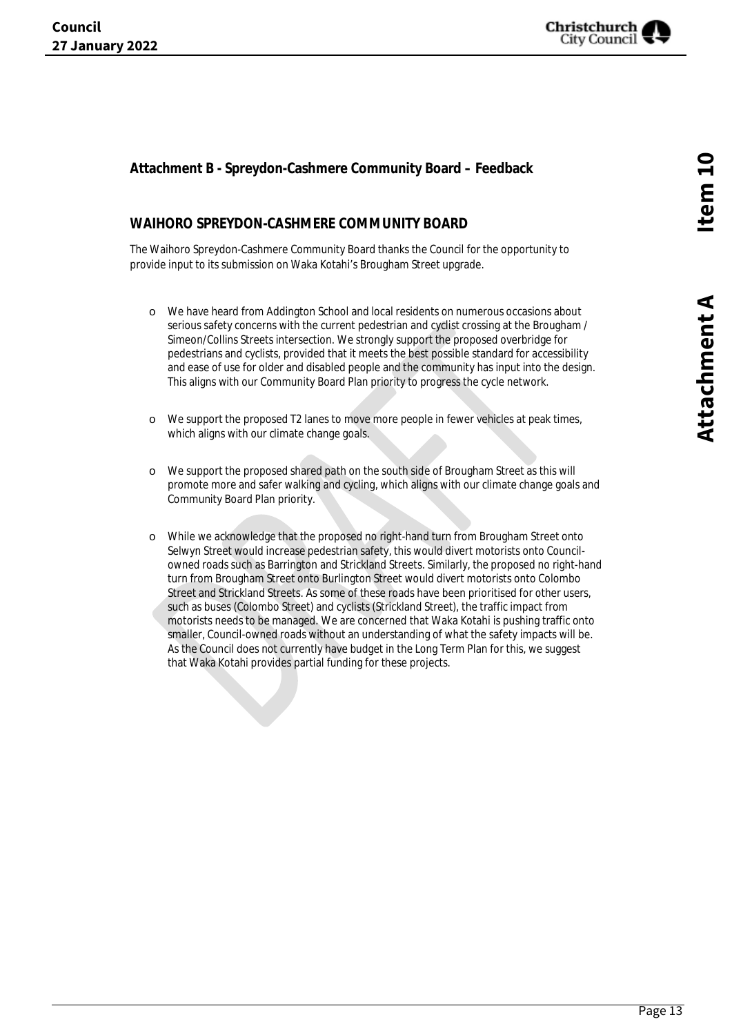## Attachment B - Spreydon-Cashmere Community Board – Feedback

## WAIHORO SPREYDON-CASHMERE COMMUNITY BOARD

The Waihoro Spreydon-Cashmere Community Board thanks the Council for the opportunity to provide input to its submission on Waka Kotahi's Brougham Street upgrade.

- We have heard from Addington School and local residents on numerous occasions about serious safety concerns with the current pedestrian and cyclist crossing at the Brougham / Simeon/Collins Streets intersection. We strongly support the proposed overbridge for pedestrians and cyclists, provided that it meets the best possible standard for accessibility and ease of use for older and disabled people and the community has input into the design. This aligns with our Community Board Plan priority to progress the cycle network.

- We support the proposed T2 lanes to move more people in fewer vehicles at peak times, which aligns with our climate change goals.

- We support the proposed shared path on the south side of Brougham Street as this will promote more and safer walking and cycling, which aligns with our climate change goals and Community Board Plan priority.

- While we acknowledge that the proposed no right-hand turn from Brougham Street onto Selwyn Street would increase pedestrian safety, this would divert motorists onto Council-owned roads such as Barrington and Strickland Streets. Similarly, the proposed no right-hand turn from Brougham Street onto Burlington Street would divert motorists onto Colombo Street and Strickland Streets. As some of these roads have been prioritised for other users, such as buses (Colombo Street) and cyclists (Strickland Street), the traffic impact from motorists needs to be managed. We are concerned that Waka Kotahi is pushing traffic onto smaller, Council-owned roads without an understanding of what the safety impacts will be. As the Council does not currently have budget in the Long Term Plan for this, we suggest that Waka Kotahi provides partial funding for these projects.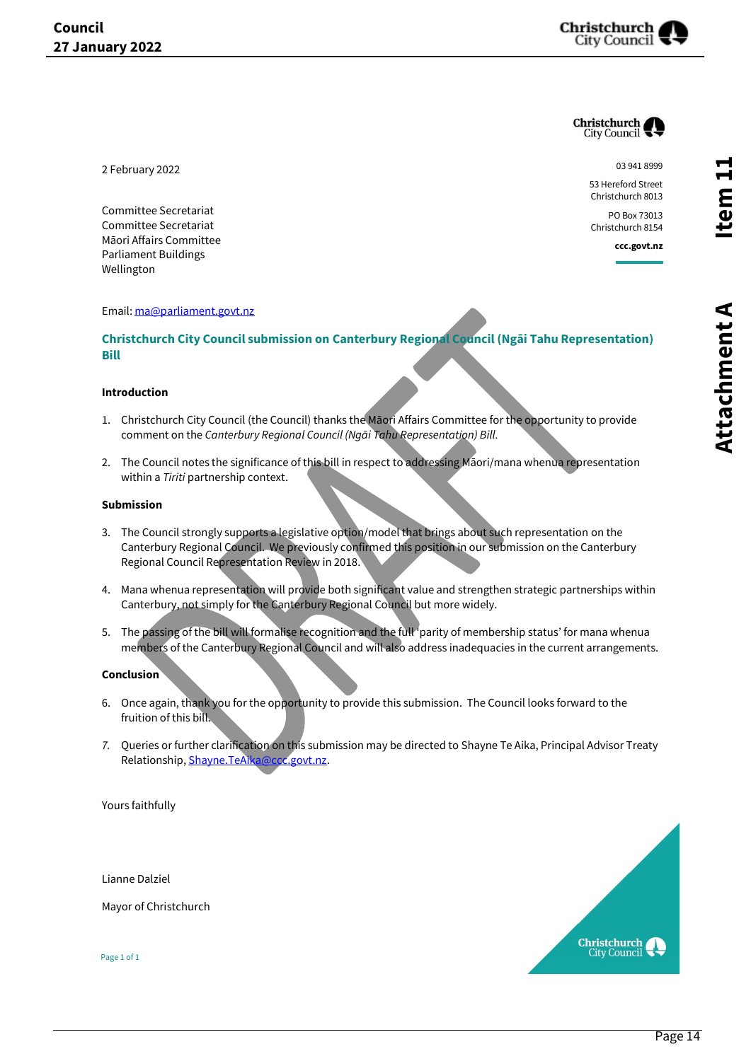2 February 2022

Committee Secretariat
Committee Secretariat
Māori Affairs Committee
Parliament Buildings
Wellington

03 941 8999

53 Hereford Street
Christchurch 8013

PO Box 73013
Christchurch 8154

**ccc.govt.nz**

Email: ma@parliament.govt.nz

## Christchurch City Council submission on Canterbury Regional Council (Ngāi Tahu Representation) Bill

### Introduction

1. Christchurch City Council (the Council) thanks the Māori Affairs Committee for the opportunity to provide comment on the *Canterbury Regional Council (Ngāi Tahu Representation) Bill.*

2. The Council notes the significance of this bill in respect to addressing Māori/mana whenua representation within a *Tiriti* partnership context.

### Submission

3. The Council strongly supports a legislative option/model that brings about such representation on the Canterbury Regional Council. We previously confirmed this position in our submission on the Canterbury Regional Council Representation Review in 2018.

4. Mana whenua representation will provide both significant value and strengthen strategic partnerships within Canterbury, not simply for the Canterbury Regional Council but more widely.

5. The passing of the bill will formalise recognition and the full 'parity of membership status' for mana whenua members of the Canterbury Regional Council and will also address inadequacies in the current arrangements.

### Conclusion

6. Once again, thank you for the opportunity to provide this submission. The Council looks forward to the fruition of this bill.

7. Queries or further clarification on this submission may be directed to Shayne Te Aika, Principal Advisor Treaty Relationship, Shayne.TeAika@ccc.govt.nz.

Yours faithfully

Lianne Dalziel

Mayor of Christchurch